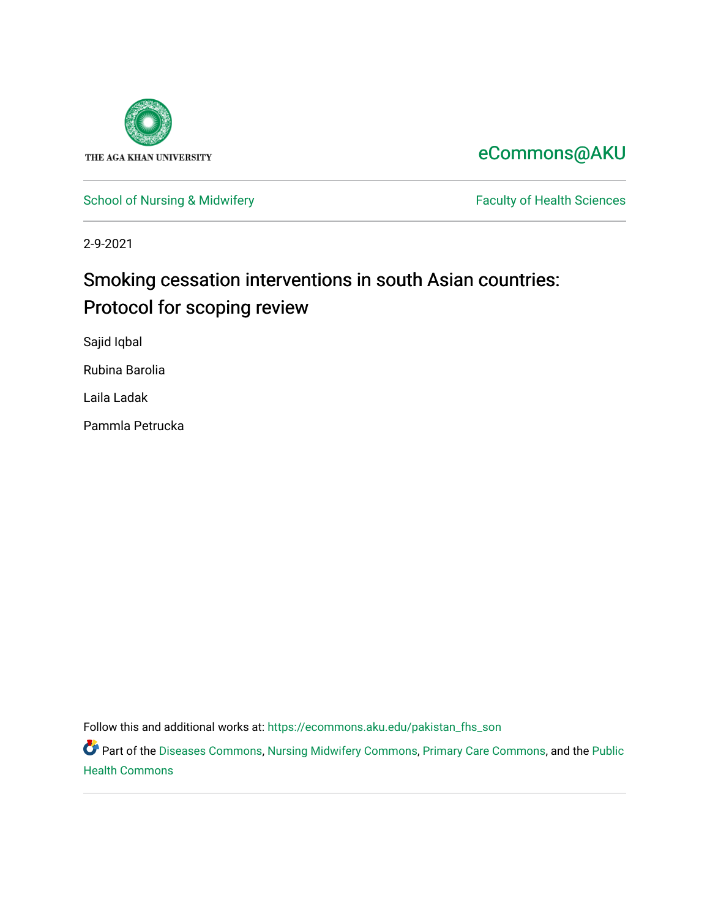THE AGA KHAN UNIVERSITY

eCommons@AKU

School of Nursing & Midwifery

Faculty of Health Sciences

2-9-2021

# Smoking cessation interventions in south Asian countries: Protocol for scoping review

Sajid Iqbal

Rubina Barolia

Laila Ladak

Pammla Petrucka

Follow this and additional works at: https://ecommons.aku.edu/pakistan_fhs_son

Part of the Diseases Commons, Nursing Midwifery Commons, Primary Care Commons, and the Public Health Commons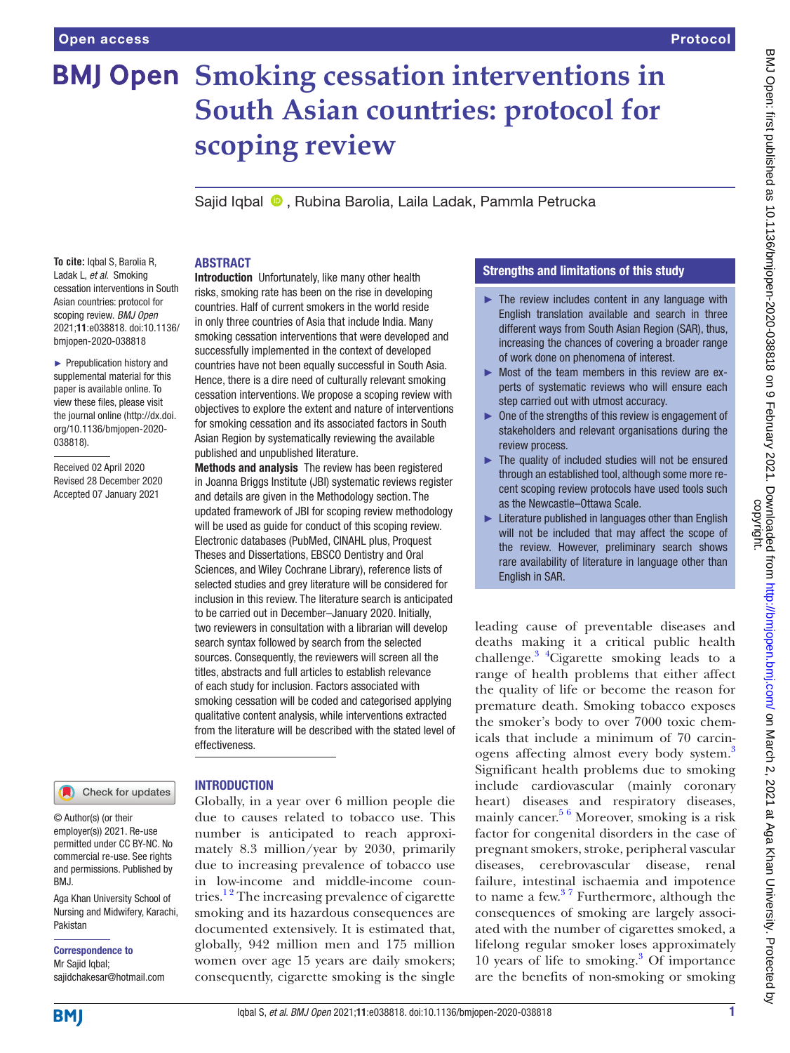# Smoking cessation interventions in South Asian countries: protocol for scoping review

Sajid Iqbal, Rubina Barolia, Laila Ladak, Pammla Petrucka

**To cite:** Iqbal S, Barolia R, Ladak L, *et al*. Smoking cessation interventions in South Asian countries: protocol for scoping review. *BMJ Open* 2021;**11**:e038818. doi:10.1136/bmjopen-2020-038818

► Prepublication history and supplemental material for this paper is available online. To view these files, please visit the journal online (http://dx.doi.org/10.1136/bmjopen-2020-038818).

Received 02 April 2020
Revised 28 December 2020
Accepted 07 January 2021

© Author(s) (or their employer(s)) 2021. Re-use permitted under CC BY-NC. No commercial re-use. See rights and permissions. Published by BMJ.

Aga Khan University School of Nursing and Midwifery, Karachi, Pakistan

**Correspondence to**
Mr Sajid Iqbal;
sajidchakesar@hotmail.com

## ABSTRACT

**Introduction** Unfortunately, like many other health risks, smoking rate has been on the rise in developing countries. Half of current smokers in the world reside in only three countries of Asia that include India. Many smoking cessation interventions that were developed and successfully implemented in the context of developed countries have not been equally successful in South Asia. Hence, there is a dire need of culturally relevant smoking cessation interventions. We propose a scoping review with objectives to explore the extent and nature of interventions for smoking cessation and its associated factors in South Asian Region by systematically reviewing the available published and unpublished literature.

**Methods and analysis** The review has been registered in Joanna Briggs Institute (JBI) systematic reviews register and details are given in the Methodology section. The updated framework of JBI for scoping review methodology will be used as guide for conduct of this scoping review. Electronic databases (PubMed, CINAHL plus, Proquest Theses and Dissertations, EBSCO Dentistry and Oral Sciences, and Wiley Cochrane Library), reference lists of selected studies and grey literature will be considered for inclusion in this review. The literature search is anticipated to be carried out in December–January 2020. Initially, two reviewers in consultation with a librarian will develop search syntax followed by search from the selected sources. Consequently, the reviewers will screen all the titles, abstracts and full articles to establish relevance of each study for inclusion. Factors associated with smoking cessation will be coded and categorised applying qualitative content analysis, while interventions extracted from the literature will be described with the stated level of effectiveness.

## Strengths and limitations of this study

- ► The review includes content in any language with English translation available and search in three different ways from South Asian Region (SAR), thus, increasing the chances of covering a broader range of work done on phenomena of interest.
- ► Most of the team members in this review are experts of systematic reviews who will ensure each step carried out with utmost accuracy.
- ► One of the strengths of this review is engagement of stakeholders and relevant organisations during the review process.
- ► The quality of included studies will not be ensured through an established tool, although some more recent scoping review protocols have used tools such as the Newcastle–Ottawa Scale.
- ► Literature published in languages other than English will not be included that may affect the scope of the review. However, preliminary search shows rare availability of literature in language other than English in SAR.

## INTRODUCTION

Globally, in a year over 6 million people die due to causes related to tobacco use. This number is anticipated to reach approximately 8.3 million/year by 2030, primarily due to increasing prevalence of tobacco use in low-income and middle-income countries.[1,2] The increasing prevalence of cigarette smoking and its hazardous consequences are documented extensively. It is estimated that, globally, 942 million men and 175 million women over age 15 years are daily smokers; consequently, cigarette smoking is the single leading cause of preventable diseases and deaths making it a critical public health challenge.[3,4] Cigarette smoking leads to a range of health problems that either affect the quality of life or become the reason for premature death. Smoking tobacco exposes the smoker's body to over 7000 toxic chemicals that include a minimum of 70 carcinogens affecting almost every body system.[3] Significant health problems due to smoking include cardiovascular (mainly coronary heart) diseases and respiratory diseases, mainly cancer.[5,6] Moreover, smoking is a risk factor for congenital disorders in the case of pregnant smokers, stroke, peripheral vascular diseases, cerebrovascular disease, renal failure, intestinal ischaemia and impotence to name a few.[3,7] Furthermore, although the consequences of smoking are largely associated with the number of cigarettes smoked, a lifelong regular smoker loses approximately 10 years of life to smoking.[3] Of importance are the benefits of non-smoking or smoking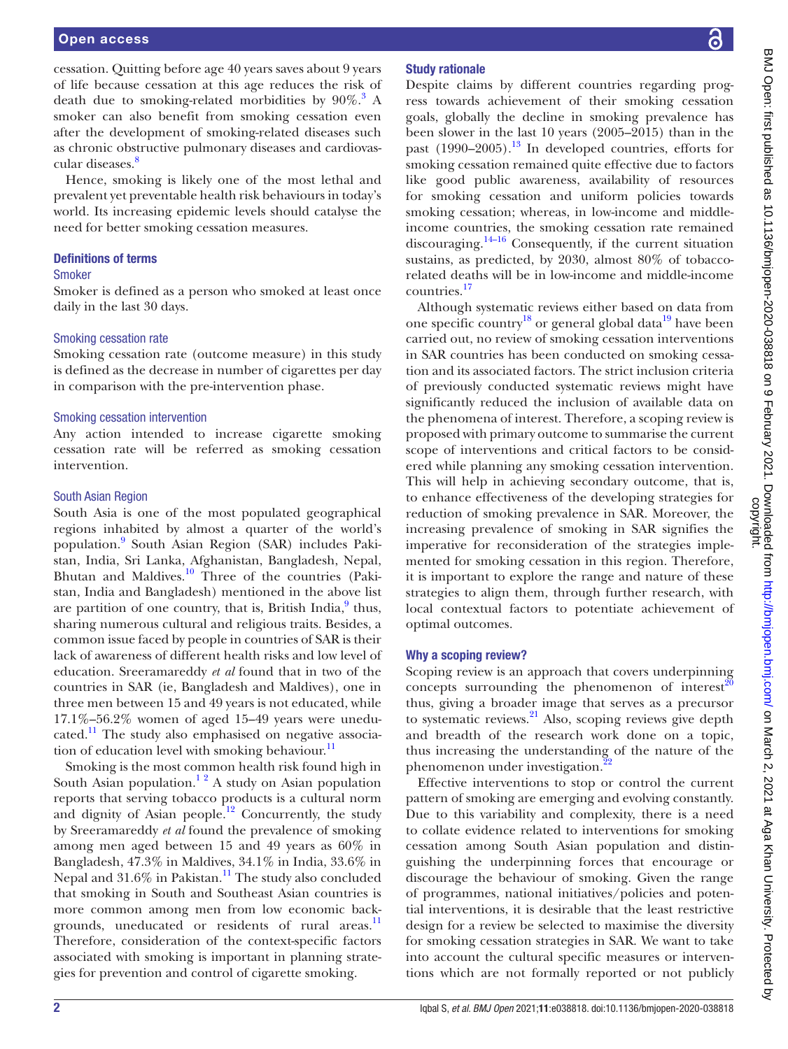cessation. Quitting before age 40 years saves about 9 years of life because cessation at this age reduces the risk of death due to smoking-related morbidities by 90%.[3] A smoker can also benefit from smoking cessation even after the development of smoking-related diseases such as chronic obstructive pulmonary diseases and cardiovascular diseases.[8]

Hence, smoking is likely one of the most lethal and prevalent yet preventable health risk behaviours in today's world. Its increasing epidemic levels should catalyse the need for better smoking cessation measures.

## Definitions of terms

### Smoker

Smoker is defined as a person who smoked at least once daily in the last 30 days.

### Smoking cessation rate

Smoking cessation rate (outcome measure) in this study is defined as the decrease in number of cigarettes per day in comparison with the pre-intervention phase.

### Smoking cessation intervention

Any action intended to increase cigarette smoking cessation rate will be referred as smoking cessation intervention.

### South Asian Region

South Asia is one of the most populated geographical regions inhabited by almost a quarter of the world's population.[9] South Asian Region (SAR) includes Pakistan, India, Sri Lanka, Afghanistan, Bangladesh, Nepal, Bhutan and Maldives.[10] Three of the countries (Pakistan, India and Bangladesh) mentioned in the above list are partition of one country, that is, British India,[9] thus, sharing numerous cultural and religious traits. Besides, a common issue faced by people in countries of SAR is their lack of awareness of different health risks and low level of education. Sreeramareddy *et al* found that in two of the countries in SAR (ie, Bangladesh and Maldives), one in three men between 15 and 49 years is not educated, while 17.1%–56.2% women of aged 15–49 years were uneducated.[11] The study also emphasised on negative association of education level with smoking behaviour.[11]

Smoking is the most common health risk found high in South Asian population.[1 2] A study on Asian population reports that serving tobacco products is a cultural norm and dignity of Asian people.[12] Concurrently, the study by Sreeramareddy *et al* found the prevalence of smoking among men aged between 15 and 49 years as 60% in Bangladesh, 47.3% in Maldives, 34.1% in India, 33.6% in Nepal and 31.6% in Pakistan.[11] The study also concluded that smoking in South and Southeast Asian countries is more common among men from low economic backgrounds, uneducated or residents of rural areas.[11] Therefore, consideration of the context-specific factors associated with smoking is important in planning strategies for prevention and control of cigarette smoking.

## Study rationale

Despite claims by different countries regarding progress towards achievement of their smoking cessation goals, globally the decline in smoking prevalence has been slower in the last 10 years (2005–2015) than in the past (1990–2005).[13] In developed countries, efforts for smoking cessation remained quite effective due to factors like good public awareness, availability of resources for smoking cessation and uniform policies towards smoking cessation; whereas, in low-income and middle-income countries, the smoking cessation rate remained discouraging.[14–16] Consequently, if the current situation sustains, as predicted, by 2030, almost 80% of tobacco-related deaths will be in low-income and middle-income countries.[17]

Although systematic reviews either based on data from one specific country[18] or general global data[19] have been carried out, no review of smoking cessation interventions in SAR countries has been conducted on smoking cessation and its associated factors. The strict inclusion criteria of previously conducted systematic reviews might have significantly reduced the inclusion of available data on the phenomena of interest. Therefore, a scoping review is proposed with primary outcome to summarise the current scope of interventions and critical factors to be considered while planning any smoking cessation intervention. This will help in achieving secondary outcome, that is, to enhance effectiveness of the developing strategies for reduction of smoking prevalence in SAR. Moreover, the increasing prevalence of smoking in SAR signifies the imperative for reconsideration of the strategies implemented for smoking cessation in this region. Therefore, it is important to explore the range and nature of these strategies to align them, through further research, with local contextual factors to potentiate achievement of optimal outcomes.

## Why a scoping review?

Scoping review is an approach that covers underpinning concepts surrounding the phenomenon of interest[20] thus, giving a broader image that serves as a precursor to systematic reviews.[21] Also, scoping reviews give depth and breadth of the research work done on a topic, thus increasing the understanding of the nature of the phenomenon under investigation.[22]

Effective interventions to stop or control the current pattern of smoking are emerging and evolving constantly. Due to this variability and complexity, there is a need to collate evidence related to interventions for smoking cessation among South Asian population and distinguishing the underpinning forces that encourage or discourage the behaviour of smoking. Given the range of programmes, national initiatives/policies and potential interventions, it is desirable that the least restrictive design for a review be selected to maximise the diversity for smoking cessation strategies in SAR. We want to take into account the cultural specific measures or interventions which are not formally reported or not publicly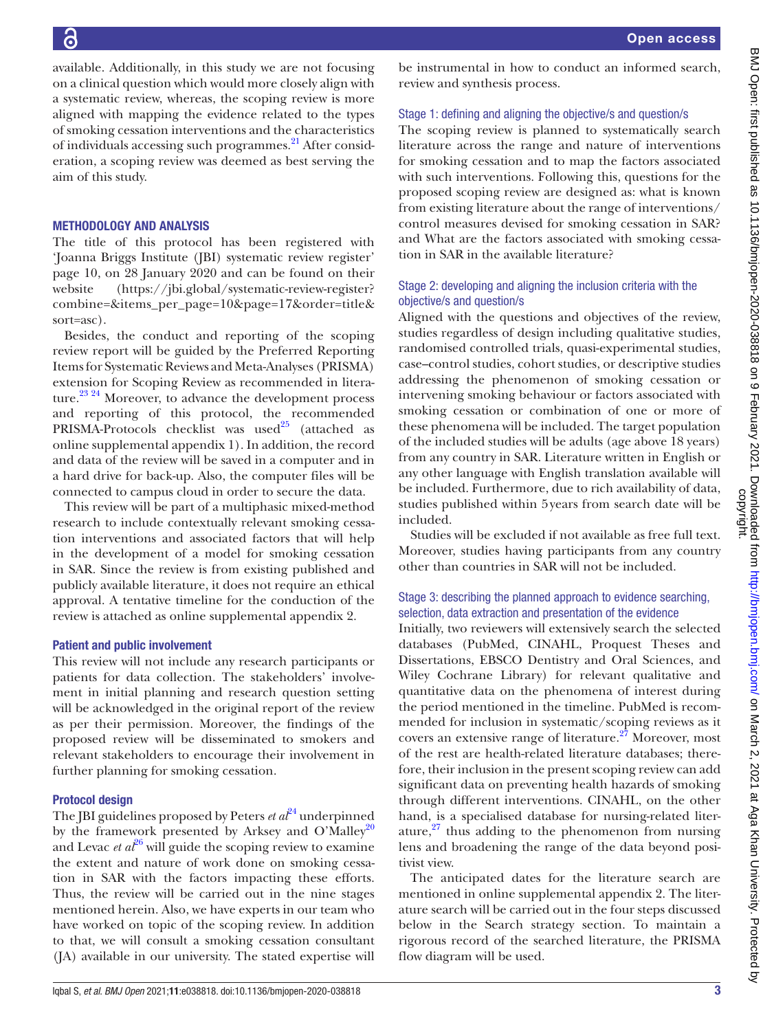available. Additionally, in this study we are not focusing on a clinical question which would more closely align with a systematic review, whereas, the scoping review is more aligned with mapping the evidence related to the types of smoking cessation interventions and the characteristics of individuals accessing such programmes.[21] After consideration, a scoping review was deemed as best serving the aim of this study.

## METHODOLOGY AND ANALYSIS

The title of this protocol has been registered with 'Joanna Briggs Institute (JBI) systematic review register' page 10, on 28 January 2020 and can be found on their website (https://jbi.global/systematic-review-register?combine=&items_per_page=10&page=17&order=title&sort=asc).

Besides, the conduct and reporting of the scoping review report will be guided by the Preferred Reporting Items for Systematic Reviews and Meta-Analyses (PRISMA) extension for Scoping Review as recommended in literature.[23 24] Moreover, to advance the development process and reporting of this protocol, the recommended PRISMA-Protocols checklist was used[25] (attached as online supplemental appendix 1). In addition, the record and data of the review will be saved in a computer and in a hard drive for back-up. Also, the computer files will be connected to campus cloud in order to secure the data.

This review will be part of a multiphasic mixed-method research to include contextually relevant smoking cessation interventions and associated factors that will help in the development of a model for smoking cessation in SAR. Since the review is from existing published and publicly available literature, it does not require an ethical approval. A tentative timeline for the conduction of the review is attached as online supplemental appendix 2.

### Patient and public involvement

This review will not include any research participants or patients for data collection. The stakeholders' involvement in initial planning and research question setting will be acknowledged in the original report of the review as per their permission. Moreover, the findings of the proposed review will be disseminated to smokers and relevant stakeholders to encourage their involvement in further planning for smoking cessation.

### Protocol design

The JBI guidelines proposed by Peters *et al*[24] underpinned by the framework presented by Arksey and O'Malley[20] and Levac *et al*[26] will guide the scoping review to examine the extent and nature of work done on smoking cessation in SAR with the factors impacting these efforts. Thus, the review will be carried out in the nine stages mentioned herein. Also, we have experts in our team who have worked on topic of the scoping review. In addition to that, we will consult a smoking cessation consultant (JA) available in our university. The stated expertise will be instrumental in how to conduct an informed search, review and synthesis process.

### Stage 1: defining and aligning the objective/s and question/s

The scoping review is planned to systematically search literature across the range and nature of interventions for smoking cessation and to map the factors associated with such interventions. Following this, questions for the proposed scoping review are designed as: what is known from existing literature about the range of interventions/control measures devised for smoking cessation in SAR? and What are the factors associated with smoking cessation in SAR in the available literature?

### Stage 2: developing and aligning the inclusion criteria with the objective/s and question/s

Aligned with the questions and objectives of the review, studies regardless of design including qualitative studies, randomised controlled trials, quasi-experimental studies, case–control studies, cohort studies, or descriptive studies addressing the phenomenon of smoking cessation or intervening smoking behaviour or factors associated with smoking cessation or combination of one or more of these phenomena will be included. The target population of the included studies will be adults (age above 18 years) from any country in SAR. Literature written in English or any other language with English translation available will be included. Furthermore, due to rich availability of data, studies published within 5 years from search date will be included.

Studies will be excluded if not available as free full text. Moreover, studies having participants from any country other than countries in SAR will not be included.

### Stage 3: describing the planned approach to evidence searching, selection, data extraction and presentation of the evidence

Initially, two reviewers will extensively search the selected databases (PubMed, CINAHL, Proquest Theses and Dissertations, EBSCO Dentistry and Oral Sciences, and Wiley Cochrane Library) for relevant qualitative and quantitative data on the phenomena of interest during the period mentioned in the timeline. PubMed is recommended for inclusion in systematic/scoping reviews as it covers an extensive range of literature.[27] Moreover, most of the rest are health-related literature databases; therefore, their inclusion in the present scoping review can add significant data on preventing health hazards of smoking through different interventions. CINAHL, on the other hand, is a specialised database for nursing-related literature,[27] thus adding to the phenomenon from nursing lens and broadening the range of the data beyond positivist view.

The anticipated dates for the literature search are mentioned in online supplemental appendix 2. The literature search will be carried out in the four steps discussed below in the Search strategy section. To maintain a rigorous record of the searched literature, the PRISMA flow diagram will be used.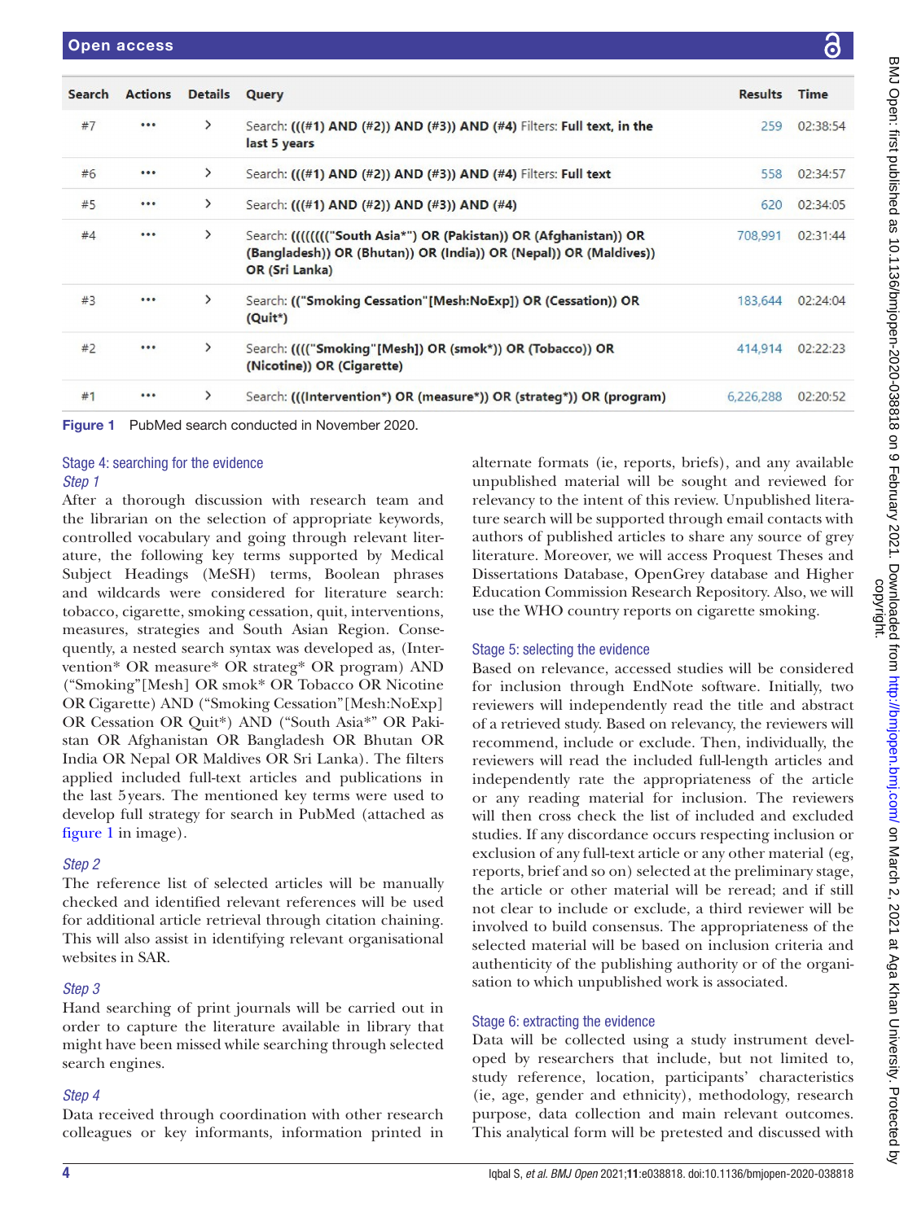| Search | Actions | Details | Query | Results | Time |
|---|---|---|---|---|---|
| #7 | ••• | > | Search: **(((#1) AND (#2)) AND (#3)) AND (#4)** Filters: **Full text, in the last 5 years** | 259 | 02:38:54 |
| #6 | ••• | > | Search: **(((#1) AND (#2)) AND (#3)) AND (#4)** Filters: **Full text** | 558 | 02:34:57 |
| #5 | ••• | > | Search: **(((#1) AND (#2)) AND (#3)) AND (#4)** | 620 | 02:34:05 |
| #4 | ••• | > | Search: **((((((("South Asia*") OR (Pakistan)) OR (Afghanistan)) OR (Bangladesh)) OR (Bhutan)) OR (India)) OR (Nepal)) OR (Maldives)) OR (Sri Lanka)** | 708,991 | 02:31:44 |
| #3 | ••• | > | Search: **(("Smoking Cessation"[Mesh:NoExp]) OR (Cessation)) OR (Quit*)** | 183,644 | 02:24:04 |
| #2 | ••• | > | Search: **(((("Smoking"[Mesh]) OR (smok*)) OR (Tobacco)) OR (Nicotine)) OR (Cigarette)** | 414,914 | 02:22:23 |
| #1 | ••• | > | Search: **(((Intervention*) OR (measure*)) OR (strateg*)) OR (program)** | 6,226,288 | 02:20:52 |

**Figure 1** PubMed search conducted in November 2020.

### Stage 4: searching for the evidence

#### *Step 1*

After a thorough discussion with research team and the librarian on the selection of appropriate keywords, controlled vocabulary and going through relevant literature, the following key terms supported by Medical Subject Headings (MeSH) terms, Boolean phrases and wildcards were considered for literature search: tobacco, cigarette, smoking cessation, quit, interventions, measures, strategies and South Asian Region. Consequently, a nested search syntax was developed as, (Intervention* OR measure* OR strateg* OR program) AND ("Smoking"[Mesh] OR smok* OR Tobacco OR Nicotine OR Cigarette) AND ("Smoking Cessation"[Mesh:NoExp] OR Cessation OR Quit*) AND ("South Asia*" OR Pakistan OR Afghanistan OR Bangladesh OR Bhutan OR India OR Nepal OR Maldives OR Sri Lanka). The filters applied included full-text articles and publications in the last 5years. The mentioned key terms were used to develop full strategy for search in PubMed (attached as figure 1 in image).

#### *Step 2*

The reference list of selected articles will be manually checked and identified relevant references will be used for additional article retrieval through citation chaining. This will also assist in identifying relevant organisational websites in SAR.

#### *Step 3*

Hand searching of print journals will be carried out in order to capture the literature available in library that might have been missed while searching through selected search engines.

#### *Step 4*

Data received through coordination with other research colleagues or key informants, information printed in alternate formats (ie, reports, briefs), and any available unpublished material will be sought and reviewed for relevancy to the intent of this review. Unpublished literature search will be supported through email contacts with authors of published articles to share any source of grey literature. Moreover, we will access Proquest Theses and Dissertations Database, OpenGrey database and Higher Education Commission Research Repository. Also, we will use the WHO country reports on cigarette smoking.

### Stage 5: selecting the evidence

Based on relevance, accessed studies will be considered for inclusion through EndNote software. Initially, two reviewers will independently read the title and abstract of a retrieved study. Based on relevancy, the reviewers will recommend, include or exclude. Then, individually, the reviewers will read the included full-length articles and independently rate the appropriateness of the article or any reading material for inclusion. The reviewers will then cross check the list of included and excluded studies. If any discordance occurs respecting inclusion or exclusion of any full-text article or any other material (eg, reports, brief and so on) selected at the preliminary stage, the article or other material will be reread; and if still not clear to include or exclude, a third reviewer will be involved to build consensus. The appropriateness of the selected material will be based on inclusion criteria and authenticity of the publishing authority or of the organisation to which unpublished work is associated.

### Stage 6: extracting the evidence

Data will be collected using a study instrument developed by researchers that include, but not limited to, study reference, location, participants' characteristics (ie, age, gender and ethnicity), methodology, research purpose, data collection and main relevant outcomes. This analytical form will be pretested and discussed with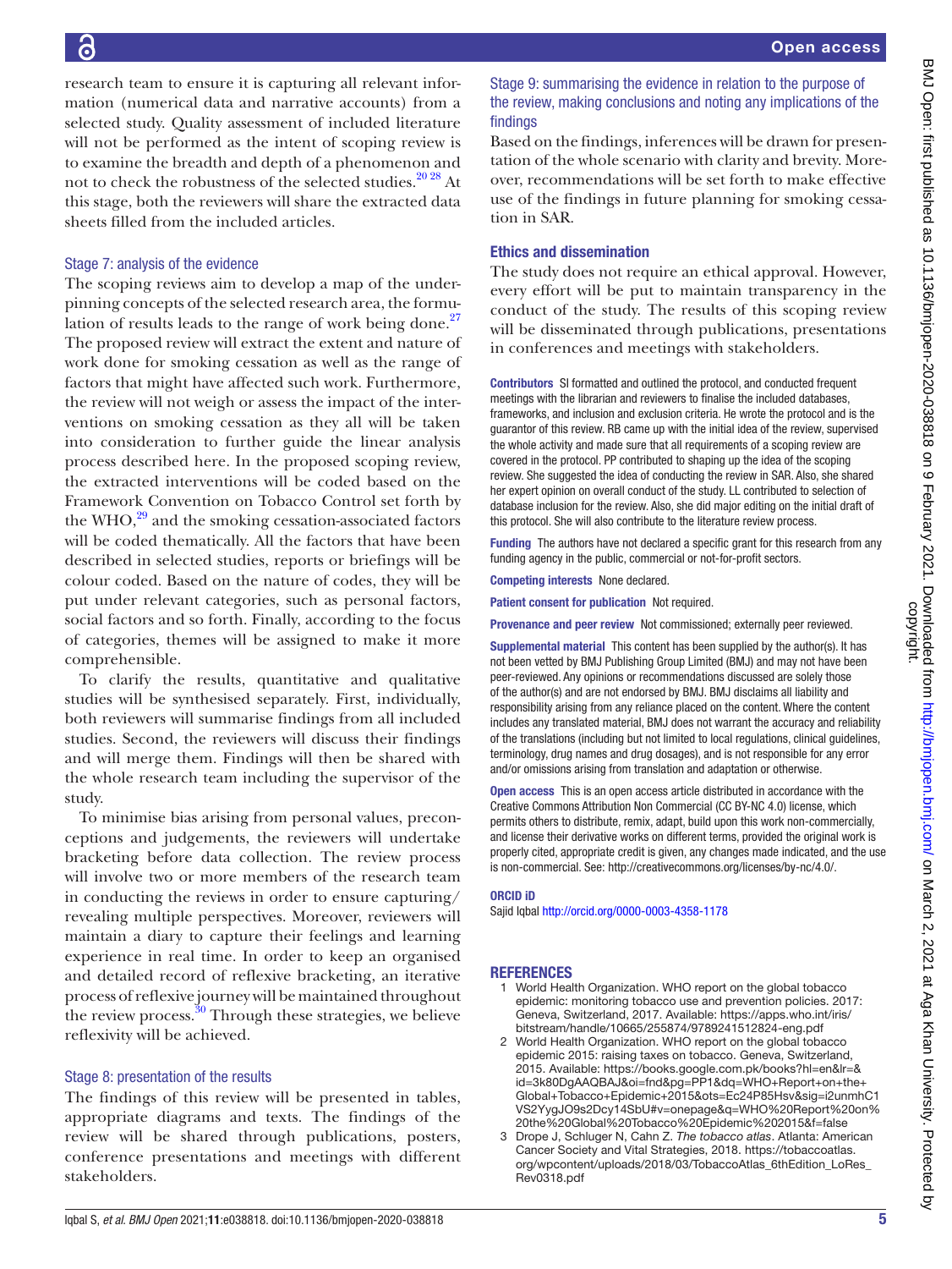research team to ensure it is capturing all relevant information (numerical data and narrative accounts) from a selected study. Quality assessment of included literature will not be performed as the intent of scoping review is to examine the breadth and depth of a phenomenon and not to check the robustness of the selected studies.[20 28] At this stage, both the reviewers will share the extracted data sheets filled from the included articles.

### Stage 7: analysis of the evidence

The scoping reviews aim to develop a map of the underpinning concepts of the selected research area, the formulation of results leads to the range of work being done.[27] The proposed review will extract the extent and nature of work done for smoking cessation as well as the range of factors that might have affected such work. Furthermore, the review will not weigh or assess the impact of the interventions on smoking cessation as they all will be taken into consideration to further guide the linear analysis process described here. In the proposed scoping review, the extracted interventions will be coded based on the Framework Convention on Tobacco Control set forth by the WHO,[29] and the smoking cessation-associated factors will be coded thematically. All the factors that have been described in selected studies, reports or briefings will be colour coded. Based on the nature of codes, they will be put under relevant categories, such as personal factors, social factors and so forth. Finally, according to the focus of categories, themes will be assigned to make it more comprehensible.

To clarify the results, quantitative and qualitative studies will be synthesised separately. First, individually, both reviewers will summarise findings from all included studies. Second, the reviewers will discuss their findings and will merge them. Findings will then be shared with the whole research team including the supervisor of the study.

To minimise bias arising from personal values, preconceptions and judgements, the reviewers will undertake bracketing before data collection. The review process will involve two or more members of the research team in conducting the reviews in order to ensure capturing/revealing multiple perspectives. Moreover, reviewers will maintain a diary to capture their feelings and learning experience in real time. In order to keep an organised and detailed record of reflexive bracketing, an iterative process of reflexive journey will be maintained throughout the review process.[30] Through these strategies, we believe reflexivity will be achieved.

### Stage 8: presentation of the results

The findings of this review will be presented in tables, appropriate diagrams and texts. The findings of the review will be shared through publications, posters, conference presentations and meetings with different stakeholders.

### Stage 9: summarising the evidence in relation to the purpose of the review, making conclusions and noting any implications of the findings

Based on the findings, inferences will be drawn for presentation of the whole scenario with clarity and brevity. Moreover, recommendations will be set forth to make effective use of the findings in future planning for smoking cessation in SAR.

## Ethics and dissemination

The study does not require an ethical approval. However, every effort will be put to maintain transparency in the conduct of the study. The results of this scoping review will be disseminated through publications, presentations in conferences and meetings with stakeholders.

**Contributors** SI formatted and outlined the protocol, and conducted frequent meetings with the librarian and reviewers to finalise the included databases, frameworks, and inclusion and exclusion criteria. He wrote the protocol and is the guarantor of this review. RB came up with the initial idea of the review, supervised the whole activity and made sure that all requirements of a scoping review are covered in the protocol. PP contributed to shaping up the idea of the scoping review. She suggested the idea of conducting the review in SAR. Also, she shared her expert opinion on overall conduct of the study. LL contributed to selection of database inclusion for the review. Also, she did major editing on the initial draft of this protocol. She will also contribute to the literature review process.

**Funding** The authors have not declared a specific grant for this research from any funding agency in the public, commercial or not-for-profit sectors.

**Competing interests** None declared.

**Patient consent for publication** Not required.

**Provenance and peer review** Not commissioned; externally peer reviewed.

**Supplemental material** This content has been supplied by the author(s). It has not been vetted by BMJ Publishing Group Limited (BMJ) and may not have been peer-reviewed. Any opinions or recommendations discussed are solely those of the author(s) and are not endorsed by BMJ. BMJ disclaims all liability and responsibility arising from any reliance placed on the content. Where the content includes any translated material, BMJ does not warrant the accuracy and reliability of the translations (including but not limited to local regulations, clinical guidelines, terminology, drug names and drug dosages), and is not responsible for any error and/or omissions arising from translation and adaptation or otherwise.

**Open access** This is an open access article distributed in accordance with the Creative Commons Attribution Non Commercial (CC BY-NC 4.0) license, which permits others to distribute, remix, adapt, build upon this work non-commercially, and license their derivative works on different terms, provided the original work is properly cited, appropriate credit is given, any changes made indicated, and the use is non-commercial. See: http://creativecommons.org/licenses/by-nc/4.0/.

**ORCID iD**

Sajid Iqbal http://orcid.org/0000-0003-4358-1178

## REFERENCES

1. World Health Organization. WHO report on the global tobacco epidemic: monitoring tobacco use and prevention policies. 2017: Geneva, Switzerland, 2017. Available: https://apps.who.int/iris/bitstream/handle/10665/255874/9789241512824-eng.pdf
2. World Health Organization. WHO report on the global tobacco epidemic 2015: raising taxes on tobacco. Geneva, Switzerland, 2015. Available: https://books.google.com.pk/books?hl=en&lr=&id=3k80DgAAQBAJ&oi=fnd&pg=PP1&dq=WHO+Report+on+the+Global+Tobacco+Epidemic+2015&ots=Ec24P85Hsv&sig=i2unmhC1VS2YygJO9s2Dcy14SbU#v=onepage&q=WHO%20Report%20on%20the%20Global%20Tobacco%20Epidemic%202015&f=false
3. Drope J, Schluger N, Cahn Z. *The tobacco atlas*. Atlanta: American Cancer Society and Vital Strategies, 2018. https://tobaccoatlas.org/wpcontent/uploads/2018/03/TobaccoAtlas_6thEdition_LoRes_Rev0318.pdf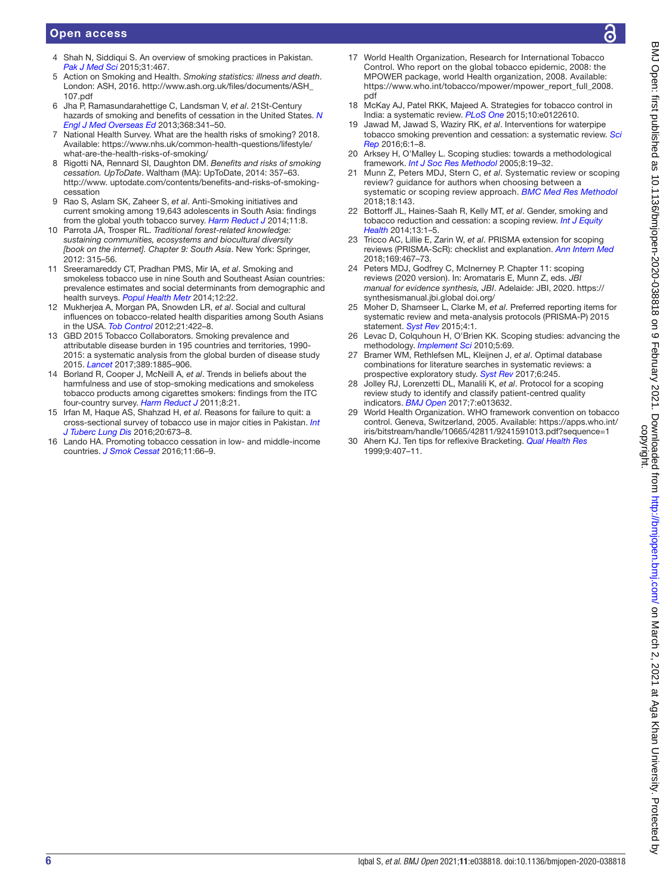4. Shah N, Siddiqui S. An overview of smoking practices in Pakistan. *Pak J Med Sci* 2015;31:467.
5. Action on Smoking and Health. *Smoking statistics: illness and death*. London: ASH, 2016. http://www.ash.org.uk/files/documents/ASH_107.pdf
6. Jha P, Ramasundarahettige C, Landsman V, *et al*. 21St-Century hazards of smoking and benefits of cessation in the United States. *N Engl J Med Overseas Ed* 2013;368:341–50.
7. National Health Survey. What are the health risks of smoking? 2018. Available: https://www.nhs.uk/common-health-questions/lifestyle/what-are-the-health-risks-of-smoking/
8. Rigotti NA, Rennard SI, Daughton DM. *Benefits and risks of smoking cessation. UpToDate*. Waltham (MA): UpToDate, 2014: 357–63. http://www.uptodate.com/contents/benefits-and-risks-of-smoking-cessation
9. Rao S, Aslam SK, Zaheer S, *et al*. Anti-Smoking initiatives and current smoking among 19,643 adolescents in South Asia: findings from the global youth tobacco survey. *Harm Reduct J* 2014;11:8.
10. Parrota JA, Trosper RL. *Traditional forest-related knowledge: sustaining communities, ecosystems and biocultural diversity [book on the internet]. Chapter 9: South Asia*. New York: Springer, 2012: 315–56.
11. Sreeramareddy CT, Pradhan PMS, Mir IA, *et al*. Smoking and smokeless tobacco use in nine South and Southeast Asian countries: prevalence estimates and social determinants from demographic and health surveys. *Popul Health Metr* 2014;12:22.
12. Mukherjea A, Morgan PA, Snowden LR, *et al*. Social and cultural influences on tobacco-related health disparities among South Asians in the USA. *Tob Control* 2012;21:422–8.
13. GBD 2015 Tobacco Collaborators. Smoking prevalence and attributable disease burden in 195 countries and territories, 1990-2015: a systematic analysis from the global burden of disease study 2015. *Lancet* 2017;389:1885–906.
14. Borland R, Cooper J, McNeill A, *et al*. Trends in beliefs about the harmfulness and use of stop-smoking medications and smokeless tobacco products among cigarettes smokers: findings from the ITC four-country survey. *Harm Reduct J* 2011;8:21.
15. Irfan M, Haque AS, Shahzad H, *et al*. Reasons for failure to quit: a cross-sectional survey of tobacco use in major cities in Pakistan. *Int J Tuberc Lung Dis* 2016;20:673–8.
16. Lando HA. Promoting tobacco cessation in low- and middle-income countries. *J Smok Cessat* 2016;11:66–9.
17. World Health Organization, Research for International Tobacco Control. Who report on the global tobacco epidemic, 2008: the MPOWER package, world Health organization, 2008. Available: https://www.who.int/tobacco/mpower/mpower_report_full_2008.pdf
18. McKay AJ, Patel RKK, Majeed A. Strategies for tobacco control in India: a systematic review. *PLoS One* 2015;10:e0122610.
19. Jawad M, Jawad S, Waziry RK, *et al*. Interventions for waterpipe tobacco smoking prevention and cessation: a systematic review. *Sci Rep* 2016;6:1–8.
20. Arksey H, O'Malley L. Scoping studies: towards a methodological framework. *Int J Soc Res Methodol* 2005;8:19–32.
21. Munn Z, Peters MDJ, Stern C, *et al*. Systematic review or scoping review? guidance for authors when choosing between a systematic or scoping review approach. *BMC Med Res Methodol* 2018;18:143.
22. Bottorff JL, Haines-Saah R, Kelly MT, *et al*. Gender, smoking and tobacco reduction and cessation: a scoping review. *Int J Equity Health* 2014;13:1–5.
23. Tricco AC, Lillie E, Zarin W, *et al*. PRISMA extension for scoping reviews (PRISMA-ScR): checklist and explanation. *Ann Intern Med* 2018;169:467–73.
24. Peters MDJ, Godfrey C, McInerney P. Chapter 11: scoping reviews (2020 version). In: Aromataris E, Munn Z, eds. *JBI manual for evidence synthesis, JBI*. Adelaide: JBI, 2020. https://synthesismanual.jbi.global doi.org/
25. Moher D, Shamseer L, Clarke M, *et al*. Preferred reporting items for systematic review and meta-analysis protocols (PRISMA-P) 2015 statement. *Syst Rev* 2015;4:1.
26. Levac D, Colquhoun H, O'Brien KK. Scoping studies: advancing the methodology. *Implement Sci* 2010;5:69.
27. Bramer WM, Rethlefsen ML, Kleijnen J, *et al*. Optimal database combinations for literature searches in systematic reviews: a prospective exploratory study. *Syst Rev* 2017;6:245.
28. Jolley RJ, Lorenzetti DL, Manalili K, *et al*. Protocol for a scoping review study to identify and classify patient-centred quality indicators. *BMJ Open* 2017;7:e013632.
29. World Health Organization. WHO framework convention on tobacco control. Geneva, Switzerland, 2005. Available: https://apps.who.int/iris/bitstream/handle/10665/42811/9241591013.pdf?sequence=1
30. Ahern KJ. Ten tips for reflexive Bracketing. *Qual Health Res* 1999;9:407–11.